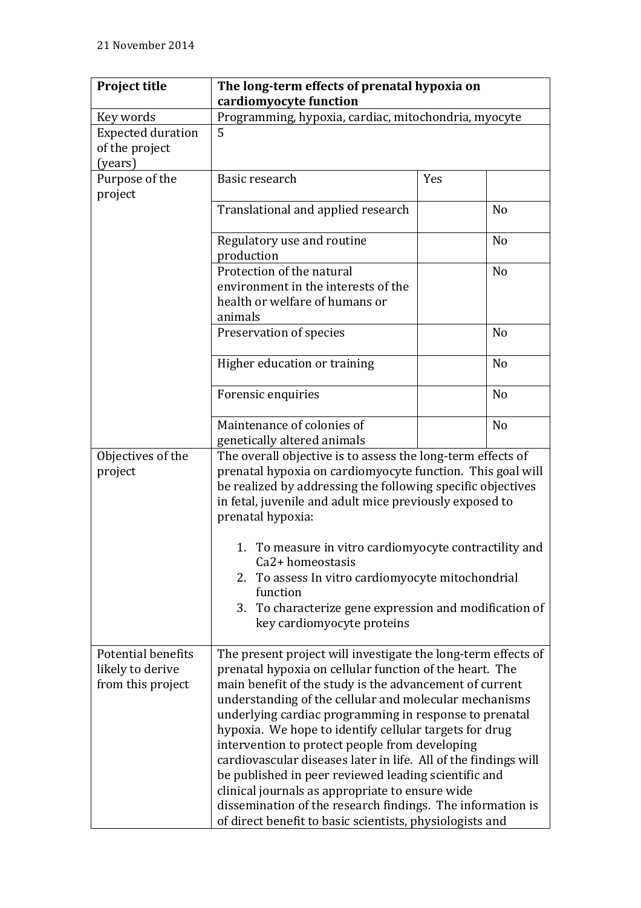21 November 2014

| Project title | **The long-term effects of prenatal hypoxia on cardiomyocyte function** | | |
|---|---|---|---|
| Key words | Programming, hypoxia, cardiac, mitochondria, myocyte | | |
| Expected duration of the project (years) | 5 | | |
| Purpose of the project | Basic research | Yes | |
| | Translational and applied research | | No |
| | Regulatory use and routine production | | No |
| | Protection of the natural environment in the interests of the health or welfare of humans or animals | | No |
| | Preservation of species | | No |
| | Higher education or training | | No |
| | Forensic enquiries | | No |
| | Maintenance of colonies of genetically altered animals | | No |
| Objectives of the project | The overall objective is to assess the long-term effects of prenatal hypoxia on cardiomyocyte function. This goal will be realized by addressing the following specific objectives in fetal, juvenile and adult mice previously exposed to prenatal hypoxia:<br><br>1. To measure in vitro cardiomyocyte contractility and $Ca^{2+}$ homeostasis<br>2. To assess In vitro cardiomyocyte mitochondrial function<br>3. To characterize gene expression and modification of key cardiomyocyte proteins | | |
| Potential benefits likely to derive from this project | The present project will investigate the long-term effects of prenatal hypoxia on cellular function of the heart. The main benefit of the study is the advancement of current understanding of the cellular and molecular mechanisms underlying cardiac programming in response to prenatal hypoxia. We hope to identify cellular targets for drug intervention to protect people from developing cardiovascular diseases later in life. All of the findings will be published in peer reviewed leading scientific and clinical journals as appropriate to ensure wide dissemination of the research findings. The information is of direct benefit to basic scientists, physiologists and | | |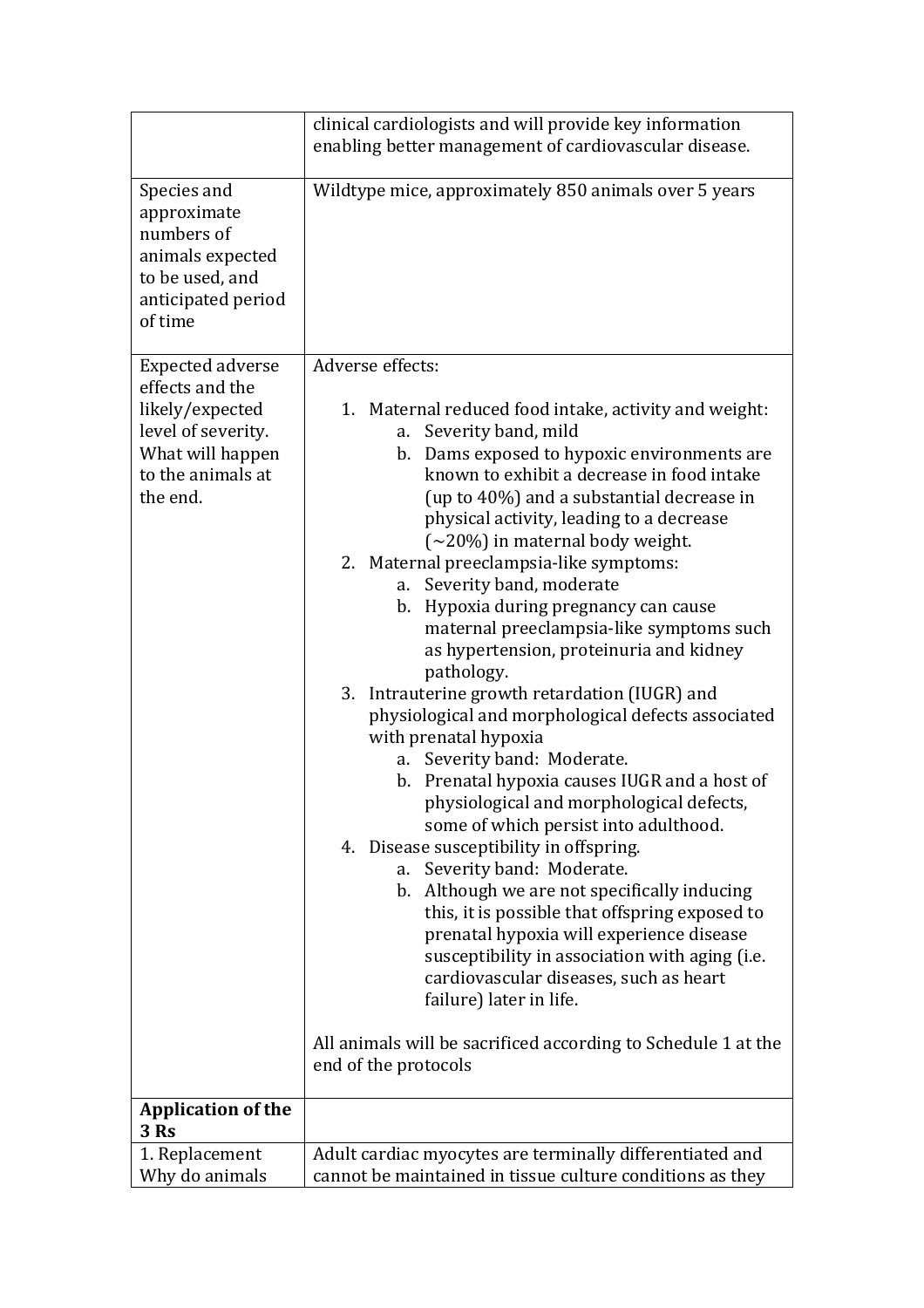| | |
|---|---|
| | clinical cardiologists and will provide key information enabling better management of cardiovascular disease. |
| Species and approximate numbers of animals expected to be used, and anticipated period of time | Wildtype mice, approximately 850 animals over 5 years |
| Expected adverse effects and the likely/expected level of severity. What will happen to the animals at the end. | Adverse effects:<br><br>1. Maternal reduced food intake, activity and weight:<br>&nbsp;&nbsp;&nbsp;&nbsp;a. Severity band, mild<br>&nbsp;&nbsp;&nbsp;&nbsp;b. Dams exposed to hypoxic environments are known to exhibit a decrease in food intake (up to 40%) and a substantial decrease in physical activity, leading to a decrease (~20%) in maternal body weight.<br>2. Maternal preeclampsia-like symptoms:<br>&nbsp;&nbsp;&nbsp;&nbsp;a. Severity band, moderate<br>&nbsp;&nbsp;&nbsp;&nbsp;b. Hypoxia during pregnancy can cause maternal preeclampsia-like symptoms such as hypertension, proteinuria and kidney pathology.<br>3. Intrauterine growth retardation (IUGR) and physiological and morphological defects associated with prenatal hypoxia<br>&nbsp;&nbsp;&nbsp;&nbsp;a. Severity band: Moderate.<br>&nbsp;&nbsp;&nbsp;&nbsp;b. Prenatal hypoxia causes IUGR and a host of physiological and morphological defects, some of which persist into adulthood.<br>4. Disease susceptibility in offspring.<br>&nbsp;&nbsp;&nbsp;&nbsp;a. Severity band: Moderate.<br>&nbsp;&nbsp;&nbsp;&nbsp;b. Although we are not specifically inducing this, it is possible that offspring exposed to prenatal hypoxia will experience disease susceptibility in association with aging (i.e. cardiovascular diseases, such as heart failure) later in life.<br><br>All animals will be sacrificed according to Schedule 1 at the end of the protocols |
| **Application of the 3 Rs** | |
| 1. Replacement Why do animals | Adult cardiac myocytes are terminally differentiated and cannot be maintained in tissue culture conditions as they |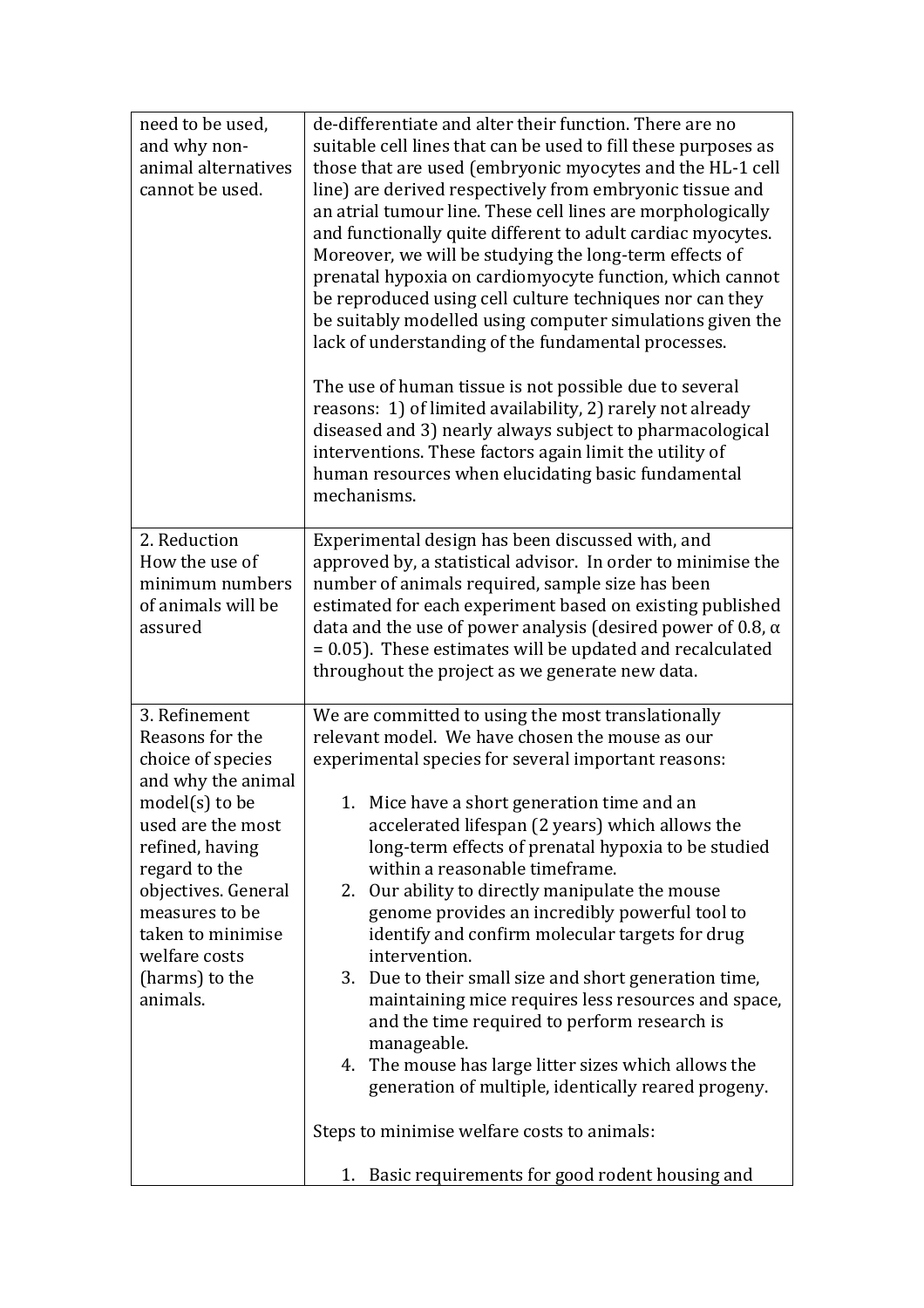| | |
|---|---|
| need to be used, and why non-animal alternatives cannot be used. | de-differentiate and alter their function. There are no suitable cell lines that can be used to fill these purposes as those that are used (embryonic myocytes and the HL-1 cell line) are derived respectively from embryonic tissue and an atrial tumour line. These cell lines are morphologically and functionally quite different to adult cardiac myocytes. Moreover, we will be studying the long-term effects of prenatal hypoxia on cardiomyocyte function, which cannot be reproduced using cell culture techniques nor can they be suitably modelled using computer simulations given the lack of understanding of the fundamental processes.<br><br>The use of human tissue is not possible due to several reasons: 1) of limited availability, 2) rarely not already diseased and 3) nearly always subject to pharmacological interventions. These factors again limit the utility of human resources when elucidating basic fundamental mechanisms. |
| 2. Reduction<br>How the use of minimum numbers of animals will be assured | Experimental design has been discussed with, and approved by, a statistical advisor. In order to minimise the number of animals required, sample size has been estimated for each experiment based on existing published data and the use of power analysis (desired power of 0.8, $\alpha = 0.05$). These estimates will be updated and recalculated throughout the project as we generate new data. |
| 3. Refinement<br>Reasons for the choice of species and why the animal model(s) to be used are the most refined, having regard to the objectives. General measures to be taken to minimise welfare costs (harms) to the animals. | We are committed to using the most translationally relevant model. We have chosen the mouse as our experimental species for several important reasons:<br><br>1. Mice have a short generation time and an accelerated lifespan (2 years) which allows the long-term effects of prenatal hypoxia to be studied within a reasonable timeframe.<br>2. Our ability to directly manipulate the mouse genome provides an incredibly powerful tool to identify and confirm molecular targets for drug intervention.<br>3. Due to their small size and short generation time, maintaining mice requires less resources and space, and the time required to perform research is manageable.<br>4. The mouse has large litter sizes which allows the generation of multiple, identically reared progeny.<br><br>Steps to minimise welfare costs to animals:<br><br>1. Basic requirements for good rodent housing and |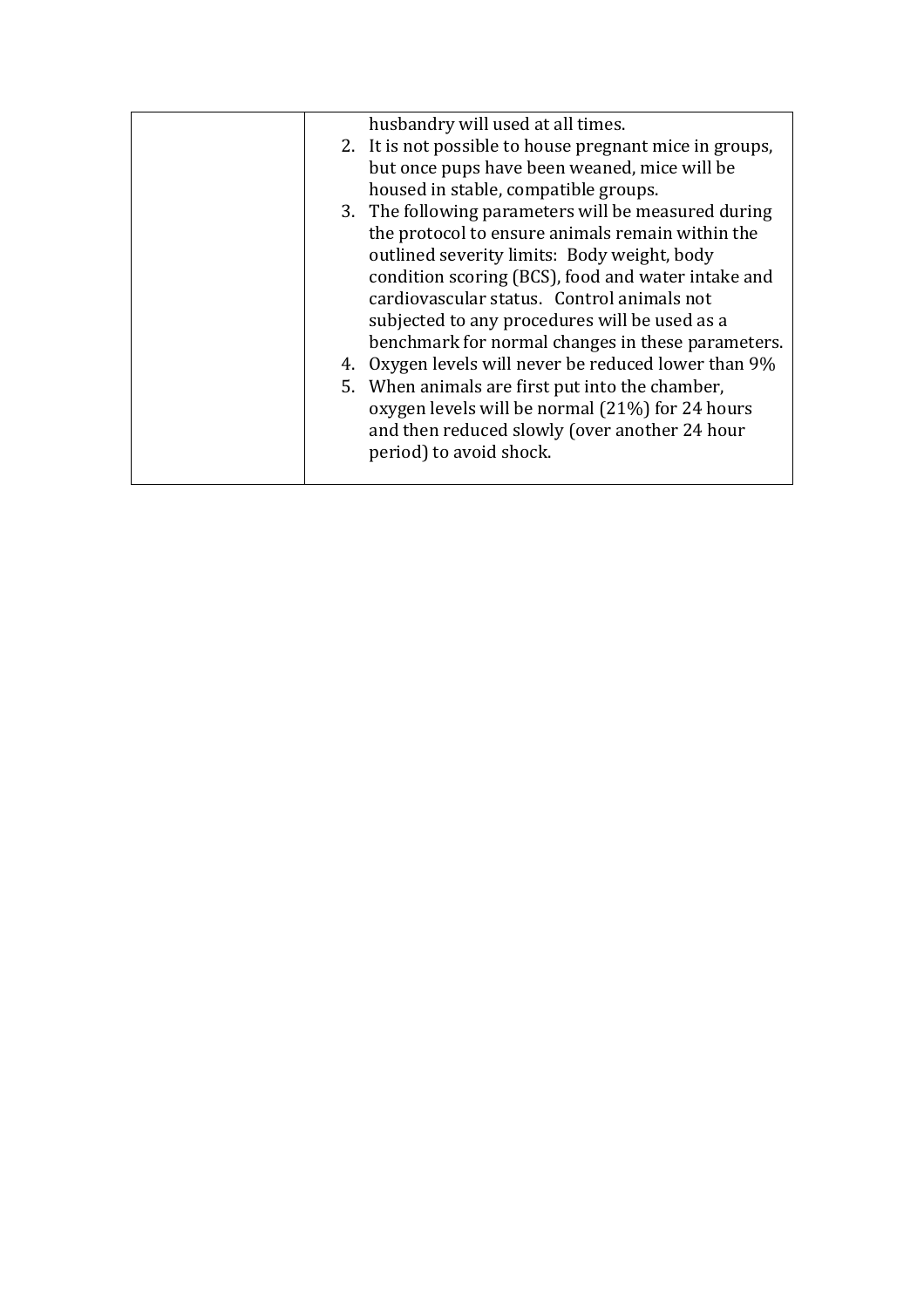| | |
|---|---|
| | husbandry will used at all times.<br>2. It is not possible to house pregnant mice in groups, but once pups have been weaned, mice will be housed in stable, compatible groups.<br>3. The following parameters will be measured during the protocol to ensure animals remain within the outlined severity limits: Body weight, body condition scoring (BCS), food and water intake and cardiovascular status. Control animals not subjected to any procedures will be used as a benchmark for normal changes in these parameters.<br>4. Oxygen levels will never be reduced lower than 9%<br>5. When animals are first put into the chamber, oxygen levels will be normal (21%) for 24 hours and then reduced slowly (over another 24 hour period) to avoid shock. |